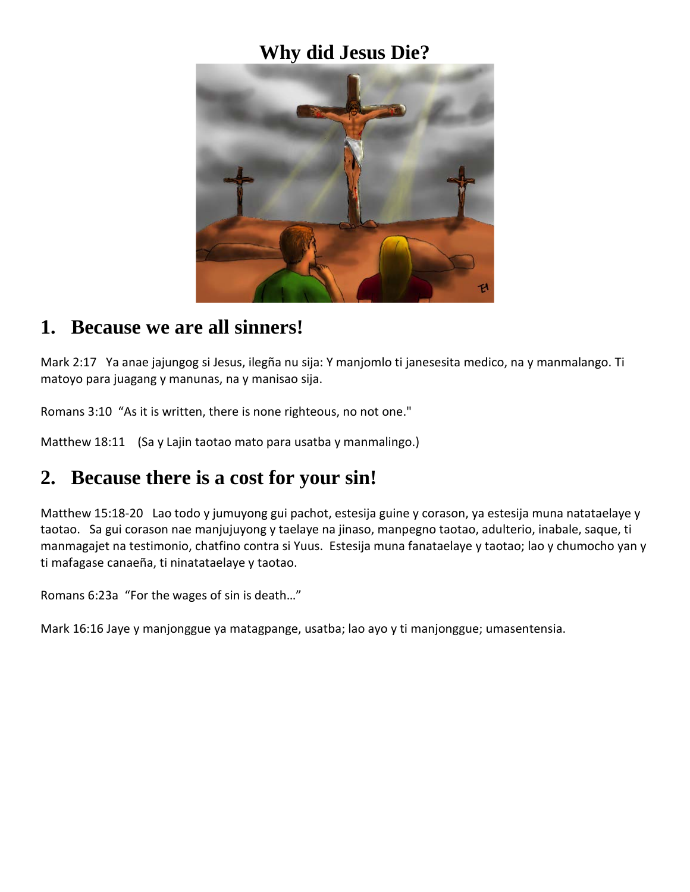# Why did Jesus Die?

## 1. Because we are all sinners!

Mark 2:17 Ya anae jajungog si Jesus, ilegña nu sija: Y manjomlo ti janesesita medico, na y manmalango. Ti matoyo para juagang y manunas, na y manisao sija.

Romans 3:10 "As it is written, there is none righteous, no not one."

Matthew 18:11 (Sa y Lajin taotao mato para usatba y manmalingo.)

## 2. Because there is a cost for your sin!

Matthew 15:18-20 Lao todo y jumuyong gui pachot, estesija guine y corason, ya estesija muna natataelaye y taotao. Sa gui corason nae manjujuyong y taelaye na jinaso, manpegno taotao, adulterio, inabale, saque, ti manmagajet na testimonio, chatfino contra si Yuus. Estesija muna fanataelaye y taotao; lao y chumocho yan y ti mafagase canaeña, ti ninatataelaye y taotao.

Romans 6:23a "For the wages of sin is death…"

Mark 16:16 Jaye y manjonggue ya matagpange, usatba; lao ayo y ti manjonggue; umasentensia.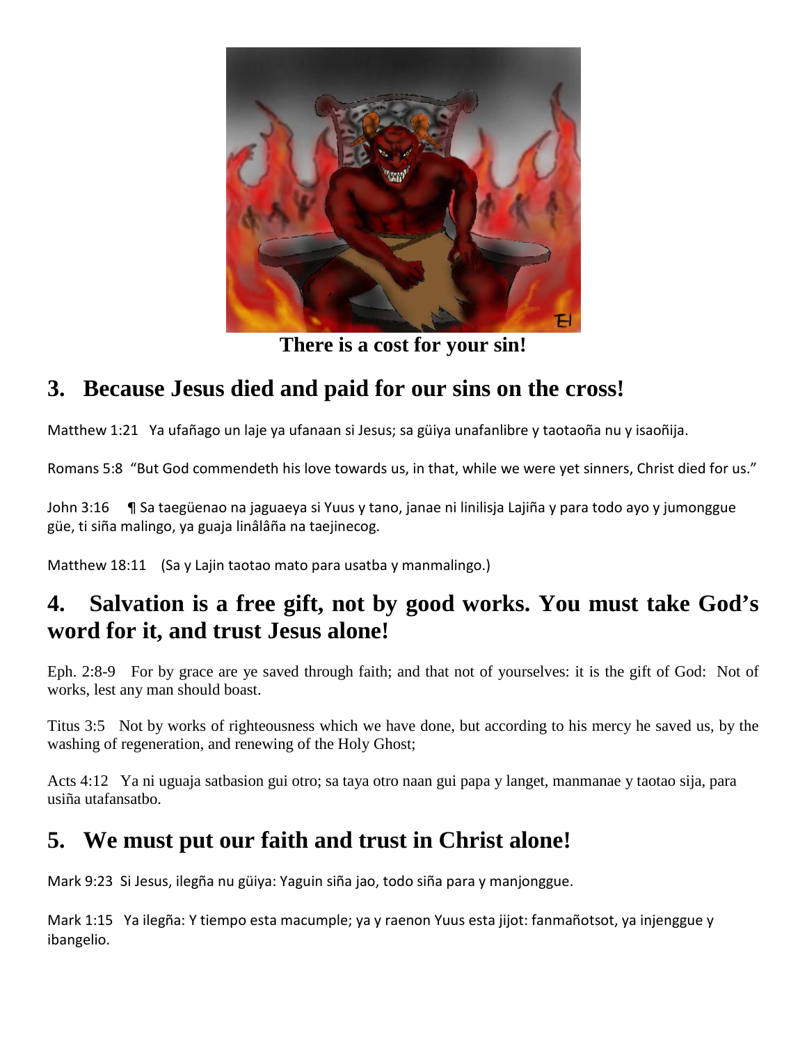**There is a cost for your sin!**

## 3. Because Jesus died and paid for our sins on the cross!

Matthew 1:21 Ya ufañago un laje ya ufanaan si Jesus; sa güiya unafanlibre y taotaoña nu y isaoñija.

Romans 5:8 "But God commendeth his love towards us, in that, while we were yet sinners, Christ died for us."

John 3:16 ¶ Sa taegüenao na jaguaeya si Yuus y tano, janae ni linilisja Lajiña y para todo ayo y jumonggue güe, ti siña malingo, ya guaja linâlâña na taejinecog.

Matthew 18:11 (Sa y Lajin taotao mato para usatba y manmalingo.)

## 4. Salvation is a free gift, not by good works. You must take God's word for it, and trust Jesus alone!

Eph. 2:8-9 For by grace are ye saved through faith; and that not of yourselves: it is the gift of God: Not of works, lest any man should boast.

Titus 3:5 Not by works of righteousness which we have done, but according to his mercy he saved us, by the washing of regeneration, and renewing of the Holy Ghost;

Acts 4:12 Ya ni uguaja satbasion gui otro; sa taya otro naan gui papa y langet, manmanae y taotao sija, para usiña utafansatbo.

## 5. We must put our faith and trust in Christ alone!

Mark 9:23 Si Jesus, ilegña nu güiya: Yaguin siña jao, todo siña para y manjonggue.

Mark 1:15 Ya ilegña: Y tiempo esta macumple; ya y raenon Yuus esta jijot: fanmañotsot, ya injenggue y ibangelio.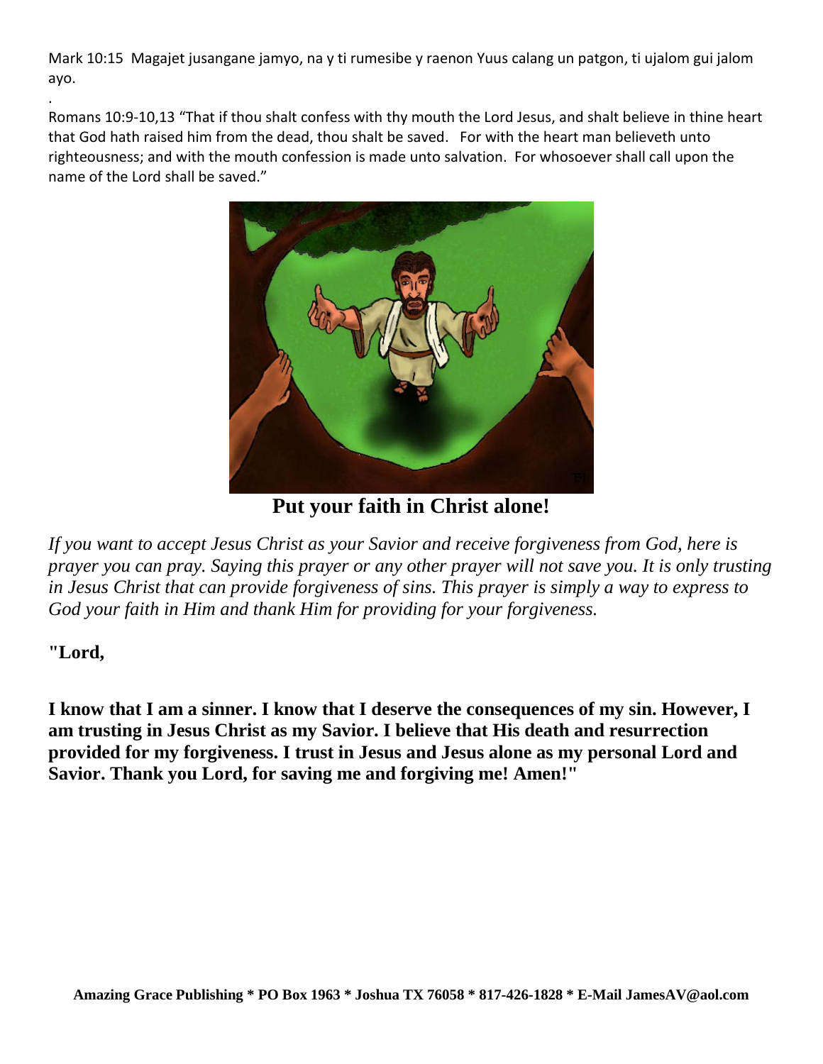Mark 10:15 Magajet jusangane jamyo, na y ti rumesibe y raenon Yuus calang un patgon, ti ujalom gui jalom ayo.

.

Romans 10:9-10,13 "That if thou shalt confess with thy mouth the Lord Jesus, and shalt believe in thine heart that God hath raised him from the dead, thou shalt be saved. For with the heart man believeth unto righteousness; and with the mouth confession is made unto salvation. For whosoever shall call upon the name of the Lord shall be saved."

**Put your faith in Christ alone!**

*If you want to accept Jesus Christ as your Savior and receive forgiveness from God, here is prayer you can pray. Saying this prayer or any other prayer will not save you. It is only trusting in Jesus Christ that can provide forgiveness of sins. This prayer is simply a way to express to God your faith in Him and thank Him for providing for your forgiveness.*

**"Lord,**

**I know that I am a sinner. I know that I deserve the consequences of my sin. However, I am trusting in Jesus Christ as my Savior. I believe that His death and resurrection provided for my forgiveness. I trust in Jesus and Jesus alone as my personal Lord and Savior. Thank you Lord, for saving me and forgiving me! Amen!"**

**Amazing Grace Publishing * PO Box 1963 * Joshua TX 76058 * 817-426-1828 * E-Mail JamesAV@aol.com**